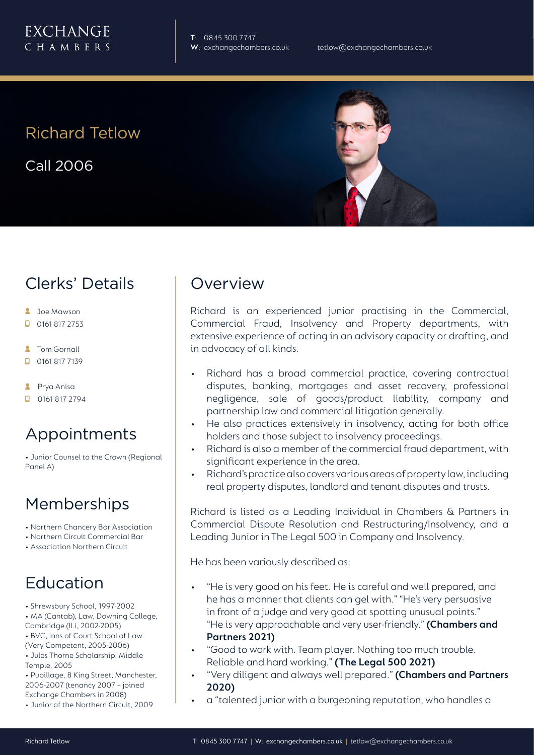EXCHANGE CHAMBERS

T: 0845 300 7747
W: exchangechambers.co.uk
tetlow@exchangechambers.co.uk

# Richard Tetlow

Call 2006

## Clerks' Details

- Joe Mawson
- 0161 817 2753
- Tom Gornall
- 0161 817 7139
- Prya Anisa
- 0161 817 2794

## Appointments

• Junior Counsel to the Crown (Regional Panel A)

## Memberships

• Northern Chancery Bar Association
• Northern Circuit Commercial Bar
• Association Northern Circuit

## Education

• Shrewsbury School, 1997-2002
• MA (Cantab), Law, Downing College, Cambridge (II.i, 2002-2005)
• BVC, Inns of Court School of Law (Very Competent, 2005-2006)
• Jules Thorne Scholarship, Middle Temple, 2005
• Pupillage, 8 King Street, Manchester, 2006-2007 (tenancy 2007 – joined Exchange Chambers in 2008)
• Junior of the Northern Circuit, 2009

## Overview

Richard is an experienced junior practising in the Commercial, Commercial Fraud, Insolvency and Property departments, with extensive experience of acting in an advisory capacity or drafting, and in advocacy of all kinds.

- Richard has a broad commercial practice, covering contractual disputes, banking, mortgages and asset recovery, professional negligence, sale of goods/product liability, company and partnership law and commercial litigation generally.
- He also practices extensively in insolvency, acting for both office holders and those subject to insolvency proceedings.
- Richard is also a member of the commercial fraud department, with significant experience in the area.
- Richard's practice also covers various areas of property law, including real property disputes, landlord and tenant disputes and trusts.

Richard is listed as a Leading Individual in Chambers & Partners in Commercial Dispute Resolution and Restructuring/Insolvency, and a Leading Junior in The Legal 500 in Company and Insolvency.

He has been variously described as:

- "He is very good on his feet. He is careful and well prepared, and he has a manner that clients can gel with." "He's very persuasive in front of a judge and very good at spotting unusual points." "He is very approachable and very user-friendly." **(Chambers and Partners 2021)**
- "Good to work with. Team player. Nothing too much trouble. Reliable and hard working." **(The Legal 500 2021)**
- "Very diligent and always well prepared." **(Chambers and Partners 2020)**
- a "talented junior with a burgeoning reputation, who handles a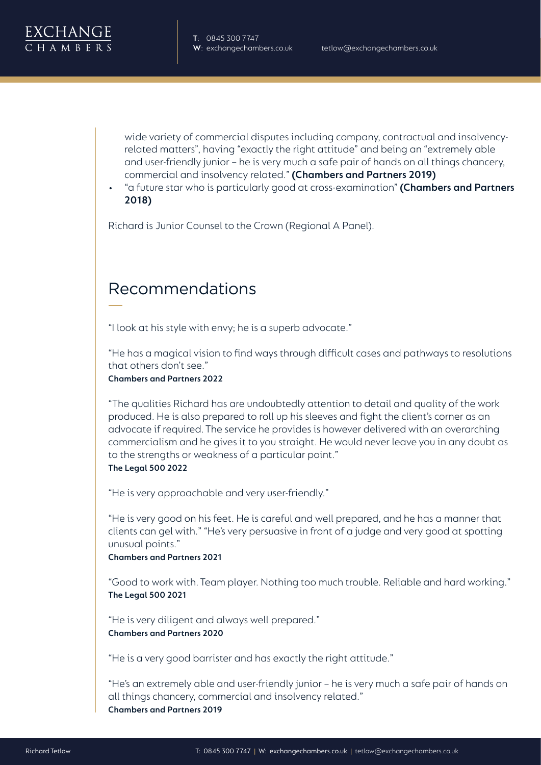wide variety of commercial disputes including company, contractual and insolvency-related matters", having "exactly the right attitude" and being an "extremely able and user-friendly junior – he is very much a safe pair of hands on all things chancery, commercial and insolvency related." **(Chambers and Partners 2019)**

- "a future star who is particularly good at cross-examination" **(Chambers and Partners 2018)**

Richard is Junior Counsel to the Crown (Regional A Panel).

## Recommendations

"I look at his style with envy; he is a superb advocate."

"He has a magical vision to find ways through difficult cases and pathways to resolutions that others don't see."
**Chambers and Partners 2022**

"The qualities Richard has are undoubtedly attention to detail and quality of the work produced. He is also prepared to roll up his sleeves and fight the client's corner as an advocate if required. The service he provides is however delivered with an overarching commercialism and he gives it to you straight. He would never leave you in any doubt as to the strengths or weakness of a particular point."
**The Legal 500 2022**

"He is very approachable and very user-friendly."

"He is very good on his feet. He is careful and well prepared, and he has a manner that clients can gel with." "He's very persuasive in front of a judge and very good at spotting unusual points."
**Chambers and Partners 2021**

"Good to work with. Team player. Nothing too much trouble. Reliable and hard working."
**The Legal 500 2021**

"He is very diligent and always well prepared."
**Chambers and Partners 2020**

"He is a very good barrister and has exactly the right attitude."

"He's an extremely able and user-friendly junior – he is very much a safe pair of hands on all things chancery, commercial and insolvency related."
**Chambers and Partners 2019**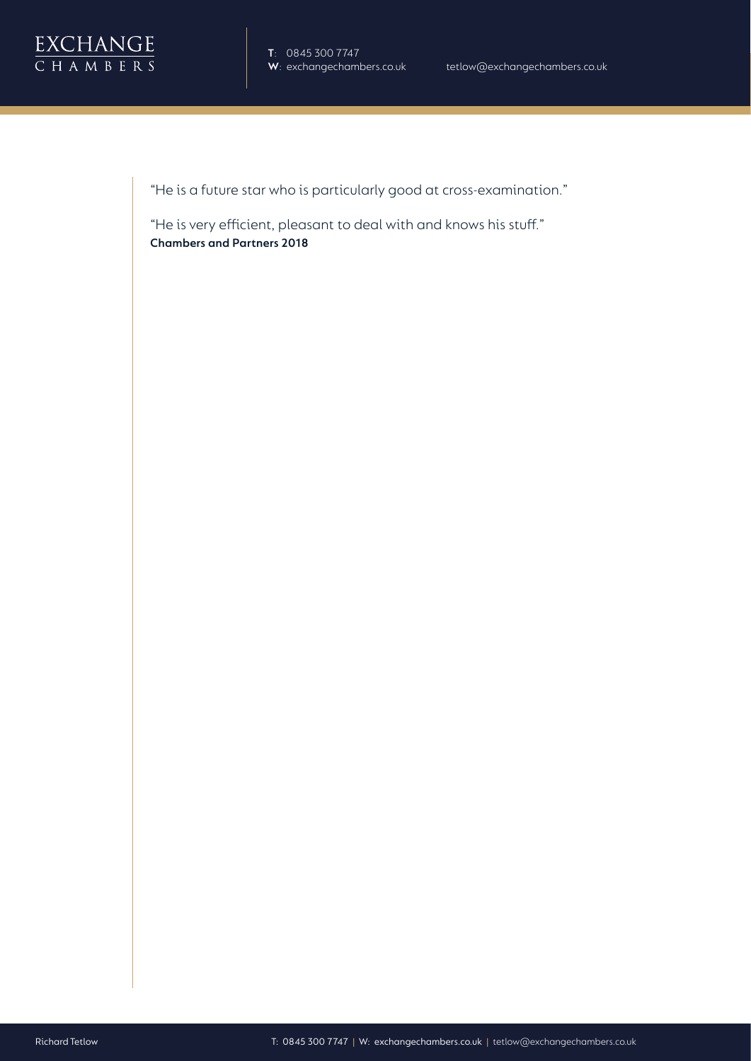"He is a future star who is particularly good at cross-examination."

"He is very efficient, pleasant to deal with and knows his stuff."
**Chambers and Partners 2018**